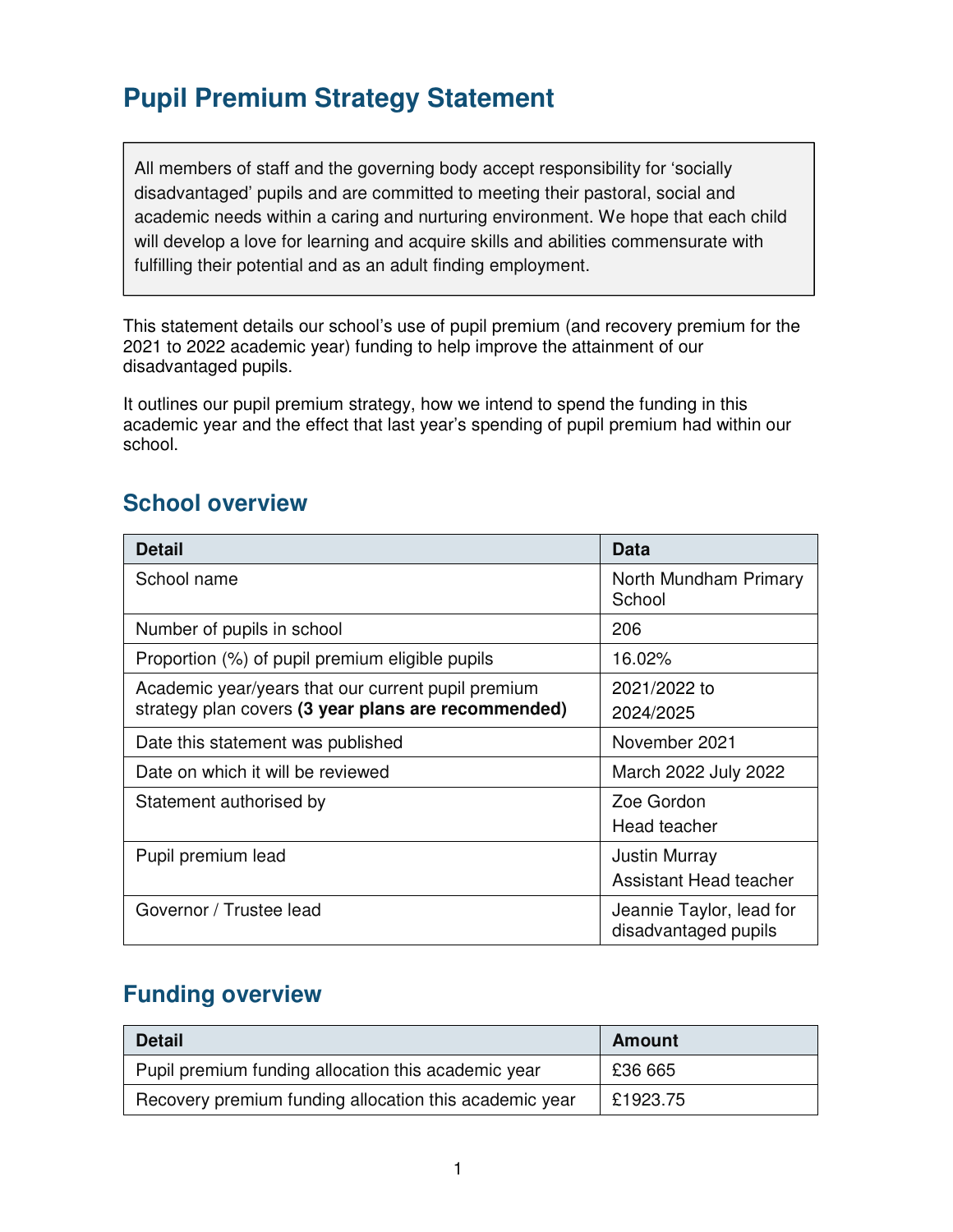# Pupil Premium Strategy Statement

> All members of staff and the governing body accept responsibility for 'socially disadvantaged' pupils and are committed to meeting their pastoral, social and academic needs within a caring and nurturing environment. We hope that each child will develop a love for learning and acquire skills and abilities commensurate with fulfilling their potential and as an adult finding employment.

This statement details our school's use of pupil premium (and recovery premium for the 2021 to 2022 academic year) funding to help improve the attainment of our disadvantaged pupils.

It outlines our pupil premium strategy, how we intend to spend the funding in this academic year and the effect that last year's spending of pupil premium had within our school.

## School overview

| Detail | Data |
|---|---|
| School name | North Mundham Primary School |
| Number of pupils in school | 206 |
| Proportion (%) of pupil premium eligible pupils | 16.02% |
| Academic year/years that our current pupil premium strategy plan covers **(3 year plans are recommended)** | 2021/2022 to 2024/2025 |
| Date this statement was published | November 2021 |
| Date on which it will be reviewed | March 2022 July 2022 |
| Statement authorised by | Zoe Gordon<br>Head teacher |
| Pupil premium lead | Justin Murray<br>Assistant Head teacher |
| Governor / Trustee lead | Jeannie Taylor, lead for disadvantaged pupils |

## Funding overview

| Detail | Amount |
|---|---|
| Pupil premium funding allocation this academic year | £36 665 |
| Recovery premium funding allocation this academic year | £1923.75 |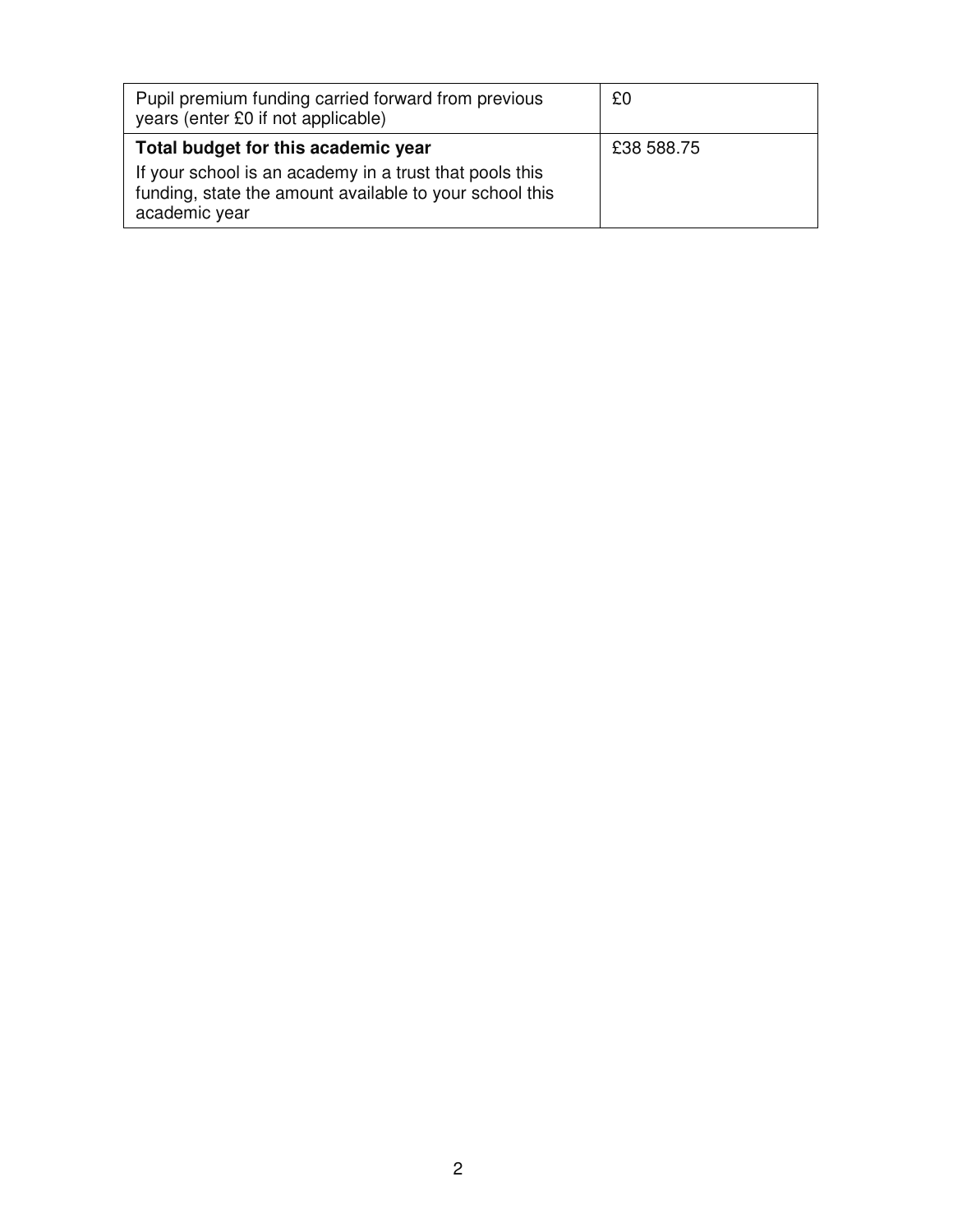| | |
|---|---|
| Pupil premium funding carried forward from previous years (enter £0 if not applicable) | £0 |
| **Total budget for this academic year**<br>If your school is an academy in a trust that pools this funding, state the amount available to your school this academic year | £38 588.75 |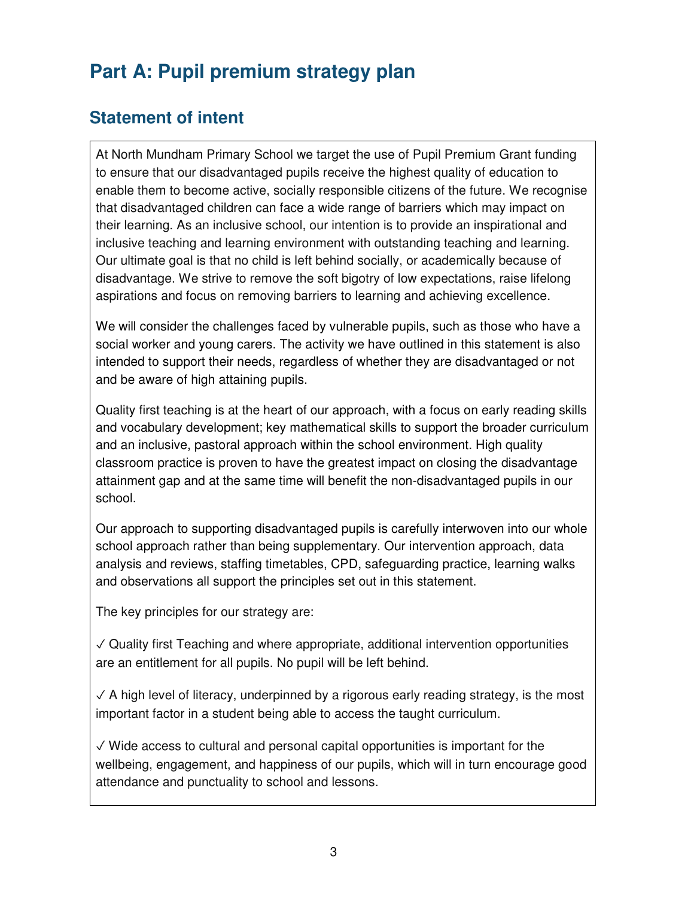# Part A: Pupil premium strategy plan

## Statement of intent

At North Mundham Primary School we target the use of Pupil Premium Grant funding to ensure that our disadvantaged pupils receive the highest quality of education to enable them to become active, socially responsible citizens of the future. We recognise that disadvantaged children can face a wide range of barriers which may impact on their learning. As an inclusive school, our intention is to provide an inspirational and inclusive teaching and learning environment with outstanding teaching and learning. Our ultimate goal is that no child is left behind socially, or academically because of disadvantage. We strive to remove the soft bigotry of low expectations, raise lifelong aspirations and focus on removing barriers to learning and achieving excellence.

We will consider the challenges faced by vulnerable pupils, such as those who have a social worker and young carers. The activity we have outlined in this statement is also intended to support their needs, regardless of whether they are disadvantaged or not and be aware of high attaining pupils.

Quality first teaching is at the heart of our approach, with a focus on early reading skills and vocabulary development; key mathematical skills to support the broader curriculum and an inclusive, pastoral approach within the school environment. High quality classroom practice is proven to have the greatest impact on closing the disadvantage attainment gap and at the same time will benefit the non-disadvantaged pupils in our school.

Our approach to supporting disadvantaged pupils is carefully interwoven into our whole school approach rather than being supplementary. Our intervention approach, data analysis and reviews, staffing timetables, CPD, safeguarding practice, learning walks and observations all support the principles set out in this statement.

The key principles for our strategy are:

✓ Quality first Teaching and where appropriate, additional intervention opportunities are an entitlement for all pupils. No pupil will be left behind.

✓ A high level of literacy, underpinned by a rigorous early reading strategy, is the most important factor in a student being able to access the taught curriculum.

✓ Wide access to cultural and personal capital opportunities is important for the wellbeing, engagement, and happiness of our pupils, which will in turn encourage good attendance and punctuality to school and lessons.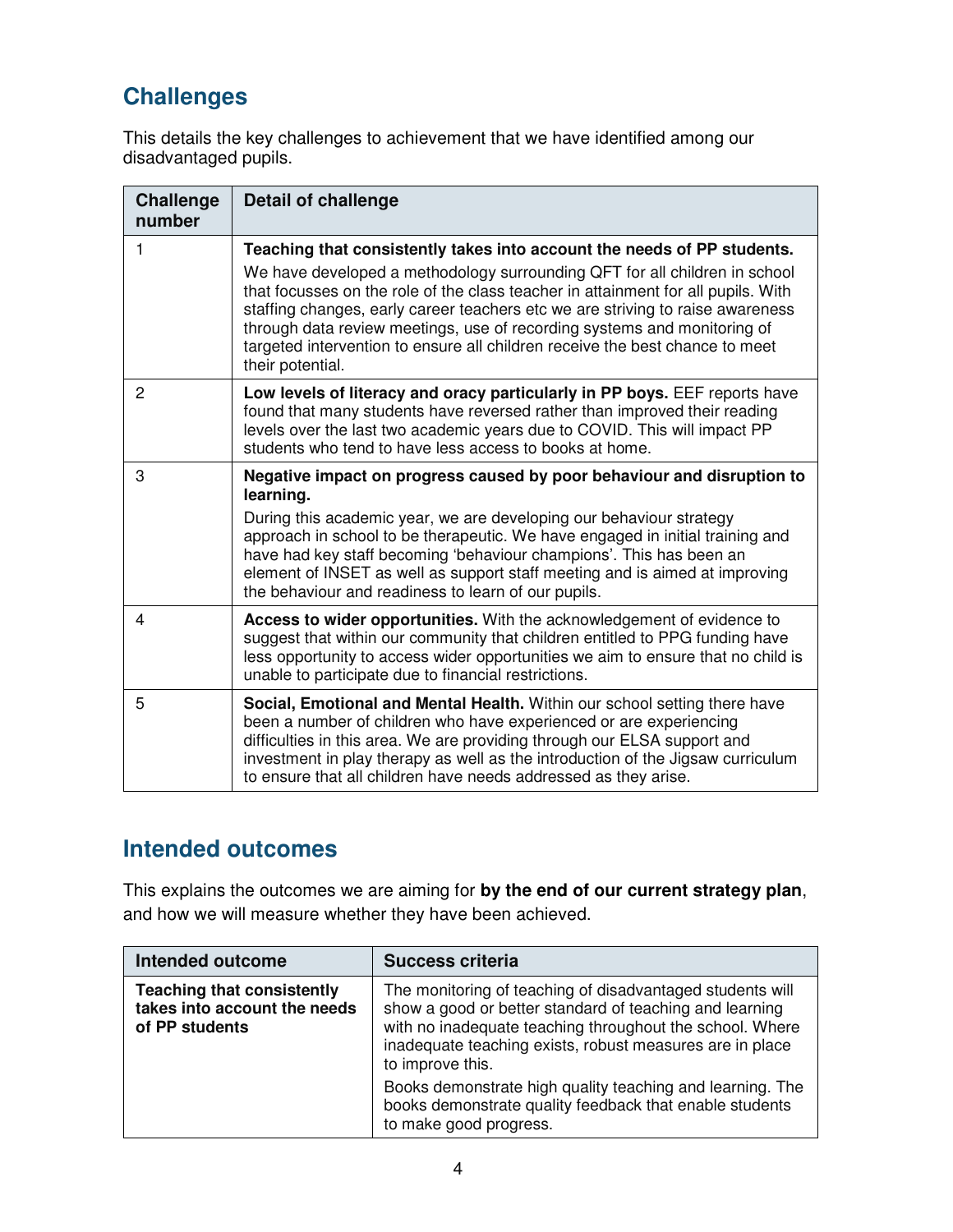## Challenges

This details the key challenges to achievement that we have identified among our disadvantaged pupils.

| Challenge number | Detail of challenge |
|---|---|
| 1 | **Teaching that consistently takes into account the needs of PP students.** We have developed a methodology surrounding QFT for all children in school that focusses on the role of the class teacher in attainment for all pupils. With staffing changes, early career teachers etc we are striving to raise awareness through data review meetings, use of recording systems and monitoring of targeted intervention to ensure all children receive the best chance to meet their potential. |
| 2 | **Low levels of literacy and oracy particularly in PP boys.** EEF reports have found that many students have reversed rather than improved their reading levels over the last two academic years due to COVID. This will impact PP students who tend to have less access to books at home. |
| 3 | **Negative impact on progress caused by poor behaviour and disruption to learning.** During this academic year, we are developing our behaviour strategy approach in school to be therapeutic. We have engaged in initial training and have had key staff becoming 'behaviour champions'. This has been an element of INSET as well as support staff meeting and is aimed at improving the behaviour and readiness to learn of our pupils. |
| 4 | **Access to wider opportunities.** With the acknowledgement of evidence to suggest that within our community that children entitled to PPG funding have less opportunity to access wider opportunities we aim to ensure that no child is unable to participate due to financial restrictions. |
| 5 | **Social, Emotional and Mental Health.** Within our school setting there have been a number of children who have experienced or are experiencing difficulties in this area. We are providing through our ELSA support and investment in play therapy as well as the introduction of the Jigsaw curriculum to ensure that all children have needs addressed as they arise. |

## Intended outcomes

This explains the outcomes we are aiming for **by the end of our current strategy plan**, and how we will measure whether they have been achieved.

| Intended outcome | Success criteria |
|---|---|
| **Teaching that consistently takes into account the needs of PP students** | The monitoring of teaching of disadvantaged students will show a good or better standard of teaching and learning with no inadequate teaching throughout the school. Where inadequate teaching exists, robust measures are in place to improve this.<br><br>Books demonstrate high quality teaching and learning. The books demonstrate quality feedback that enable students to make good progress. |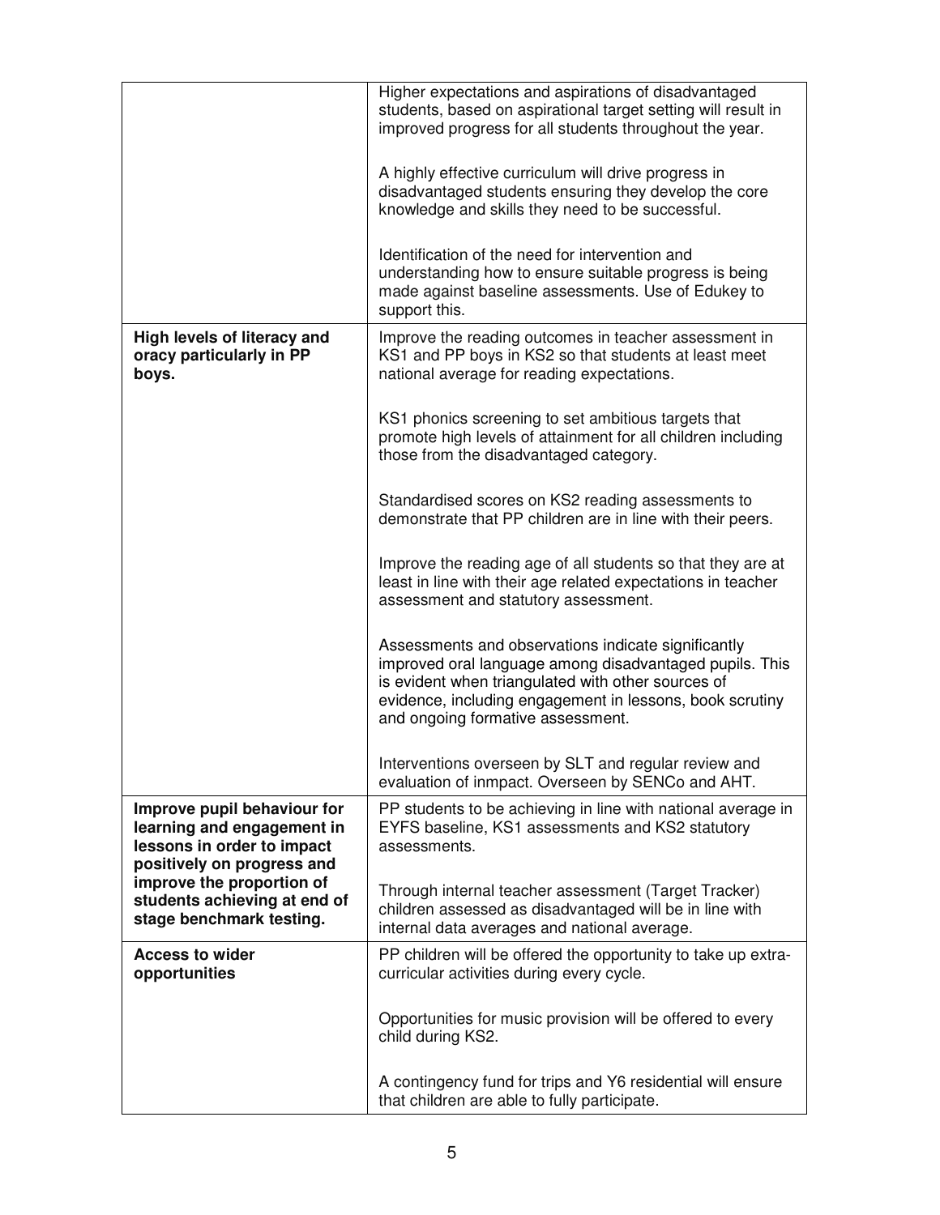| | |
|---|---|
| | Higher expectations and aspirations of disadvantaged students, based on aspirational target setting will result in improved progress for all students throughout the year.<br><br>A highly effective curriculum will drive progress in disadvantaged students ensuring they develop the core knowledge and skills they need to be successful.<br><br>Identification of the need for intervention and understanding how to ensure suitable progress is being made against baseline assessments. Use of Edukey to support this. |
| **High levels of literacy and oracy particularly in PP boys.** | Improve the reading outcomes in teacher assessment in KS1 and PP boys in KS2 so that students at least meet national average for reading expectations.<br><br>KS1 phonics screening to set ambitious targets that promote high levels of attainment for all children including those from the disadvantaged category.<br><br>Standardised scores on KS2 reading assessments to demonstrate that PP children are in line with their peers.<br><br>Improve the reading age of all students so that they are at least in line with their age related expectations in teacher assessment and statutory assessment.<br><br>Assessments and observations indicate significantly improved oral language among disadvantaged pupils. This is evident when triangulated with other sources of evidence, including engagement in lessons, book scrutiny and ongoing formative assessment.<br><br>Interventions overseen by SLT and regular review and evaluation of inmpact. Overseen by SENCo and AHT. |
| **Improve pupil behaviour for learning and engagement in lessons in order to impact positively on progress and improve the proportion of students achieving at end of stage benchmark testing.** | PP students to be achieving in line with national average in EYFS baseline, KS1 assessments and KS2 statutory assessments.<br><br>Through internal teacher assessment (Target Tracker) children assessed as disadvantaged will be in line with internal data averages and national average. |
| **Access to wider opportunities** | PP children will be offered the opportunity to take up extra-curricular activities during every cycle.<br><br>Opportunities for music provision will be offered to every child during KS2.<br><br>A contingency fund for trips and Y6 residential will ensure that children are able to fully participate. |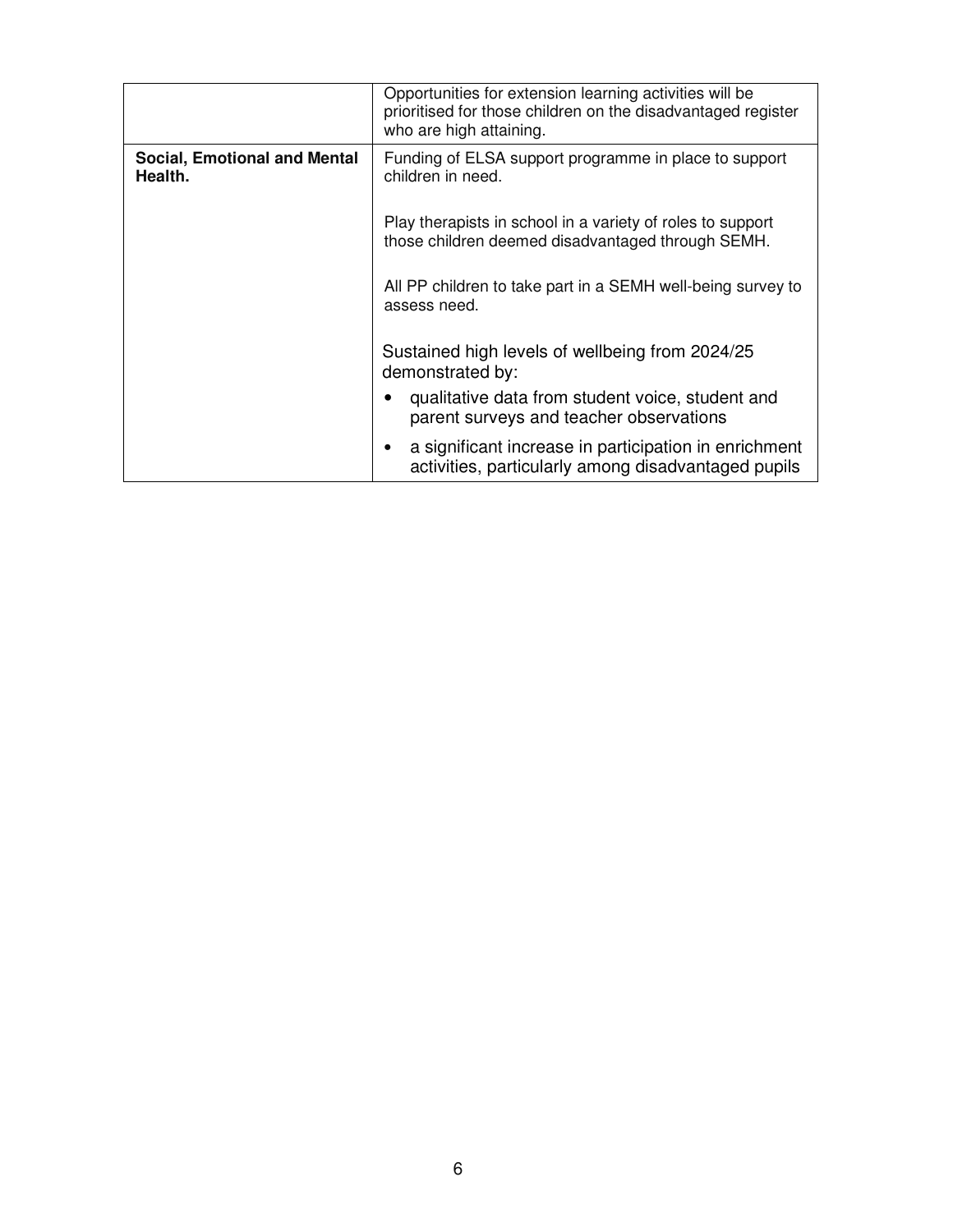| | |
|---|---|
| | Opportunities for extension learning activities will be prioritised for those children on the disadvantaged register who are high attaining. |
| **Social, Emotional and Mental Health.** | Funding of ELSA support programme in place to support children in need.<br><br>Play therapists in school in a variety of roles to support those children deemed disadvantaged through SEMH.<br><br>All PP children to take part in a SEMH well-being survey to assess need.<br><br>Sustained high levels of wellbeing from 2024/25 demonstrated by:<br>• qualitative data from student voice, student and parent surveys and teacher observations<br>• a significant increase in participation in enrichment activities, particularly among disadvantaged pupils |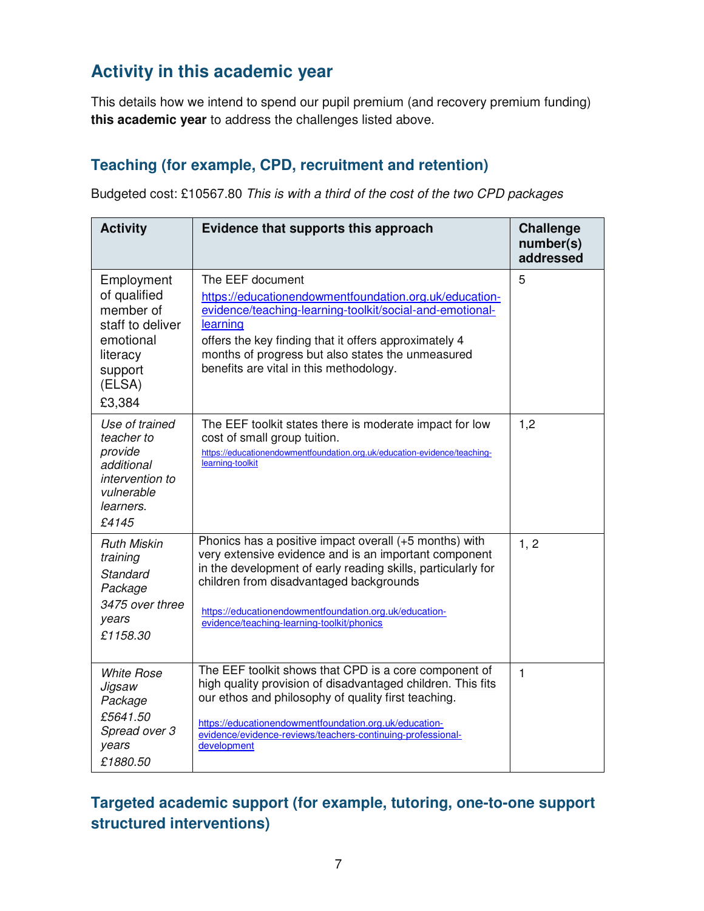## Activity in this academic year

This details how we intend to spend our pupil premium (and recovery premium funding) **this academic year** to address the challenges listed above.

### Teaching (for example, CPD, recruitment and retention)

Budgeted cost: £10567.80 *This is with a third of the cost of the two CPD packages*

| Activity | Evidence that supports this approach | Challenge number(s) addressed |
|---|---|---|
| Employment of qualified member of staff to deliver emotional literacy support (ELSA) £3,384 | The EEF document https://educationendowmentfoundation.org.uk/education-evidence/teaching-learning-toolkit/social-and-emotional-learning offers the key finding that it offers approximately 4 months of progress but also states the unmeasured benefits are vital in this methodology. | 5 |
| *Use of trained teacher to provide additional intervention to vulnerable learners. £4145* | The EEF toolkit states there is moderate impact for low cost of small group tuition. https://educationendowmentfoundation.org.uk/education-evidence/teaching-learning-toolkit | 1,2 |
| *Ruth Miskin training Standard Package 3475 over three years £1158.30* | Phonics has a positive impact overall (+5 months) with very extensive evidence and is an important component in the development of early reading skills, particularly for children from disadvantaged backgrounds https://educationendowmentfoundation.org.uk/education-evidence/teaching-learning-toolkit/phonics | 1, 2 |
| *White Rose Jigsaw Package £5641.50 Spread over 3 years £1880.50* | The EEF toolkit shows that CPD is a core component of high quality provision of disadvantaged children. This fits our ethos and philosophy of quality first teaching. https://educationendowmentfoundation.org.uk/education-evidence/evidence-reviews/teachers-continuing-professional-development | 1 |

### Targeted academic support (for example, tutoring, one-to-one support structured interventions)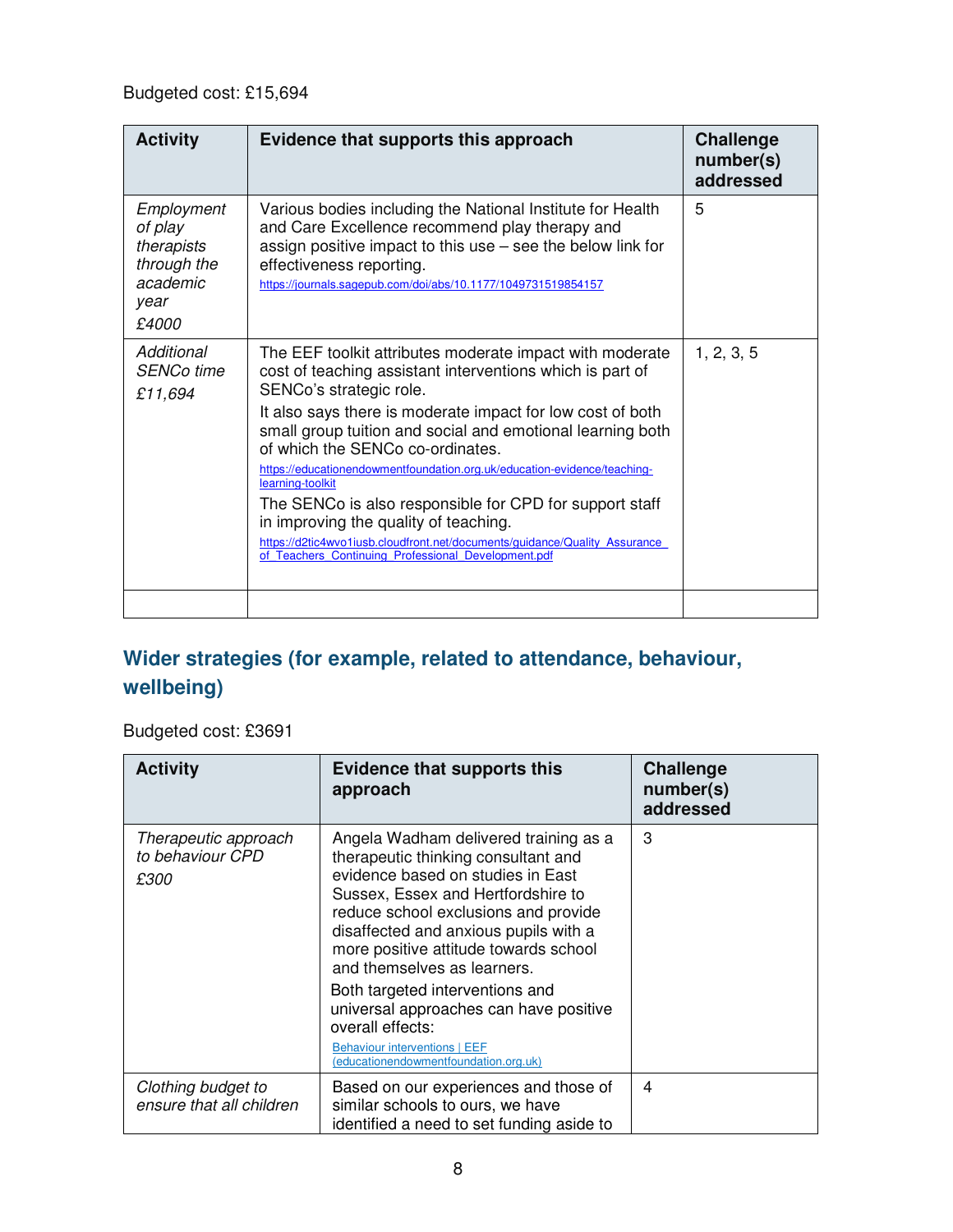Budgeted cost: £15,694

| Activity | Evidence that supports this approach | Challenge number(s) addressed |
|---|---|---|
| *Employment of play therapists through the academic year* *£4000* | Various bodies including the National Institute for Health and Care Excellence recommend play therapy and assign positive impact to this use – see the below link for effectiveness reporting. https://journals.sagepub.com/doi/abs/10.1177/1049731519854157 | 5 |
| *Additional SENCo time* *£11,694* | The EEF toolkit attributes moderate impact with moderate cost of teaching assistant interventions which is part of SENCo's strategic role. It also says there is moderate impact for low cost of both small group tuition and social and emotional learning both of which the SENCo co-ordinates. https://educationendowmentfoundation.org.uk/education-evidence/teaching-learning-toolkit The SENCo is also responsible for CPD for support staff in improving the quality of teaching. https://d2tic4wvo1iusb.cloudfront.net/documents/guidance/Quality_Assurance_of_Teachers_Continuing_Professional_Development.pdf | 1, 2, 3, 5 |
| | | |

## Wider strategies (for example, related to attendance, behaviour, wellbeing)

Budgeted cost: £3691

| Activity | Evidence that supports this approach | Challenge number(s) addressed |
|---|---|---|
| *Therapeutic approach to behaviour CPD* *£300* | Angela Wadham delivered training as a therapeutic thinking consultant and evidence based on studies in East Sussex, Essex and Hertfordshire to reduce school exclusions and provide disaffected and anxious pupils with a more positive attitude towards school and themselves as learners. Both targeted interventions and universal approaches can have positive overall effects: [Behaviour interventions \| EEF (educationendowmentfoundation.org.uk)](educationendowmentfoundation.org.uk) | 3 |
| *Clothing budget to ensure that all children* | Based on our experiences and those of similar schools to ours, we have identified a need to set funding aside to | 4 |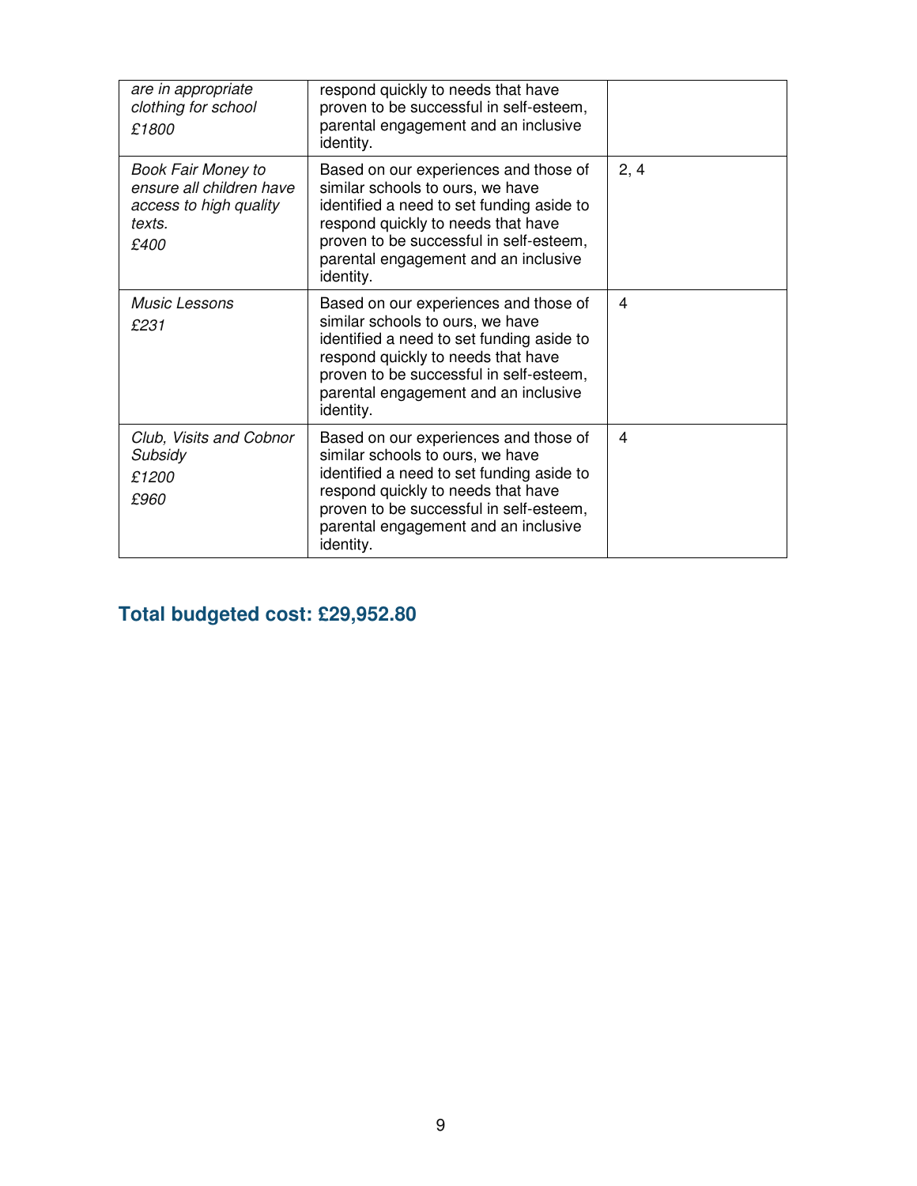| | | |
|---|---|---|
| *are in appropriate clothing for school*<br>*£1800* | respond quickly to needs that have proven to be successful in self-esteem, parental engagement and an inclusive identity. | |
| *Book Fair Money to ensure all children have access to high quality texts.*<br>*£400* | Based on our experiences and those of similar schools to ours, we have identified a need to set funding aside to respond quickly to needs that have proven to be successful in self-esteem, parental engagement and an inclusive identity. | 2, 4 |
| *Music Lessons*<br>*£231* | Based on our experiences and those of similar schools to ours, we have identified a need to set funding aside to respond quickly to needs that have proven to be successful in self-esteem, parental engagement and an inclusive identity. | 4 |
| *Club, Visits and Cobnor Subsidy*<br>*£1200*<br>*£960* | Based on our experiences and those of similar schools to ours, we have identified a need to set funding aside to respond quickly to needs that have proven to be successful in self-esteem, parental engagement and an inclusive identity. | 4 |

## Total budgeted cost: £29,952.80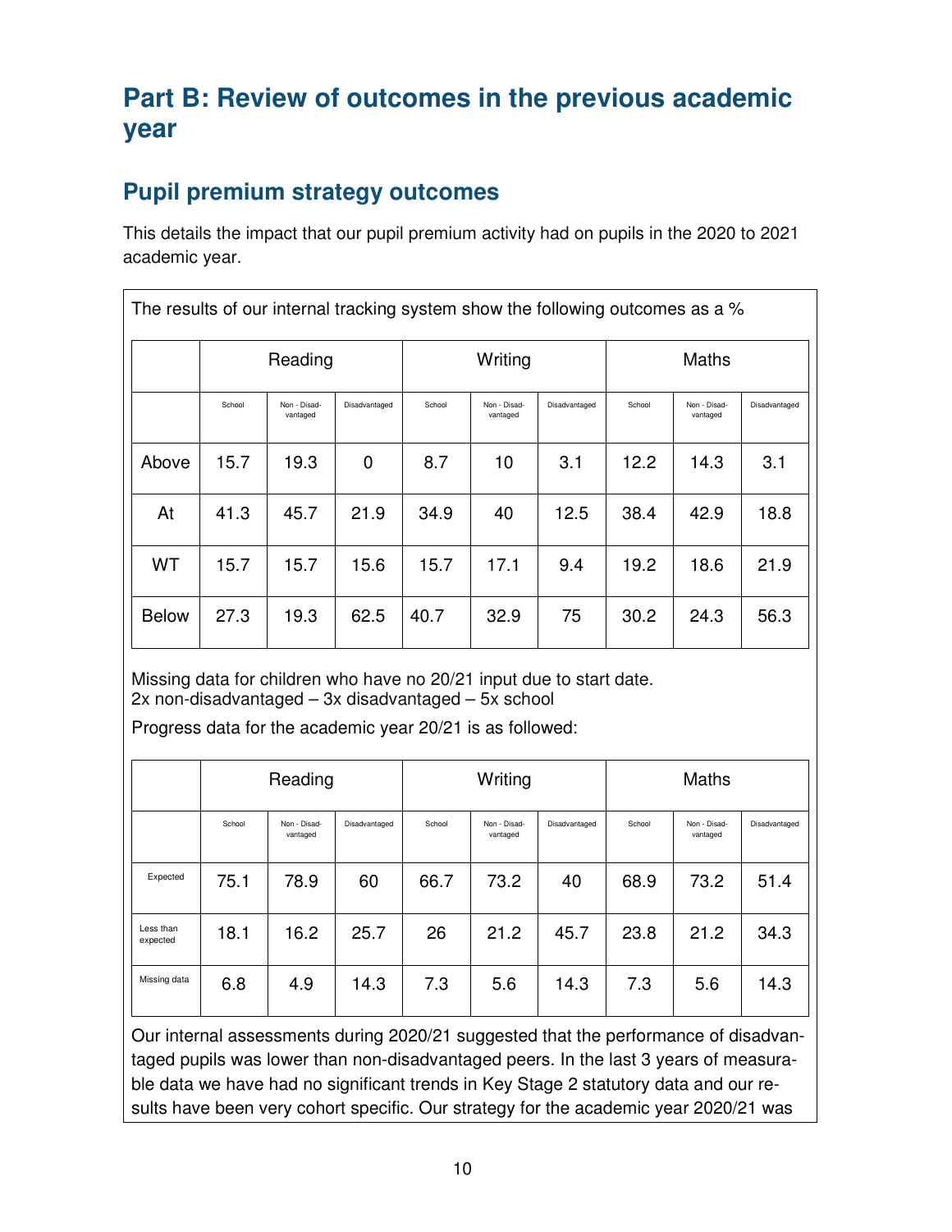# Part B: Review of outcomes in the previous academic year

## Pupil premium strategy outcomes

This details the impact that our pupil premium activity had on pupils in the 2020 to 2021 academic year.

The results of our internal tracking system show the following outcomes as a %

| | Reading | | | Writing | | | Maths | | |
|---|---|---|---|---|---|---|---|---|---|
| | School | Non - Disadvantaged | Disadvantaged | School | Non - Disadvantaged | Disadvantaged | School | Non - Disadvantaged | Disadvantaged |
| Above | 15.7 | 19.3 | 0 | 8.7 | 10 | 3.1 | 12.2 | 14.3 | 3.1 |
| At | 41.3 | 45.7 | 21.9 | 34.9 | 40 | 12.5 | 38.4 | 42.9 | 18.8 |
| WT | 15.7 | 15.7 | 15.6 | 15.7 | 17.1 | 9.4 | 19.2 | 18.6 | 21.9 |
| Below | 27.3 | 19.3 | 62.5 | 40.7 | 32.9 | 75 | 30.2 | 24.3 | 56.3 |

Missing data for children who have no 20/21 input due to start date.
2x non-disadvantaged – 3x disadvantaged – 5x school

Progress data for the academic year 20/21 is as followed:

| | Reading | | | Writing | | | Maths | | |
|---|---|---|---|---|---|---|---|---|---|
| | School | Non - Disadvantaged | Disadvantaged | School | Non - Disadvantaged | Disadvantaged | School | Non - Disadvantaged | Disadvantaged |
| Expected | 75.1 | 78.9 | 60 | 66.7 | 73.2 | 40 | 68.9 | 73.2 | 51.4 |
| Less than expected | 18.1 | 16.2 | 25.7 | 26 | 21.2 | 45.7 | 23.8 | 21.2 | 34.3 |
| Missing data | 6.8 | 4.9 | 14.3 | 7.3 | 5.6 | 14.3 | 7.3 | 5.6 | 14.3 |

Our internal assessments during 2020/21 suggested that the performance of disadvantaged pupils was lower than non-disadvantaged peers. In the last 3 years of measurable data we have had no significant trends in Key Stage 2 statutory data and our results have been very cohort specific. Our strategy for the academic year 2020/21 was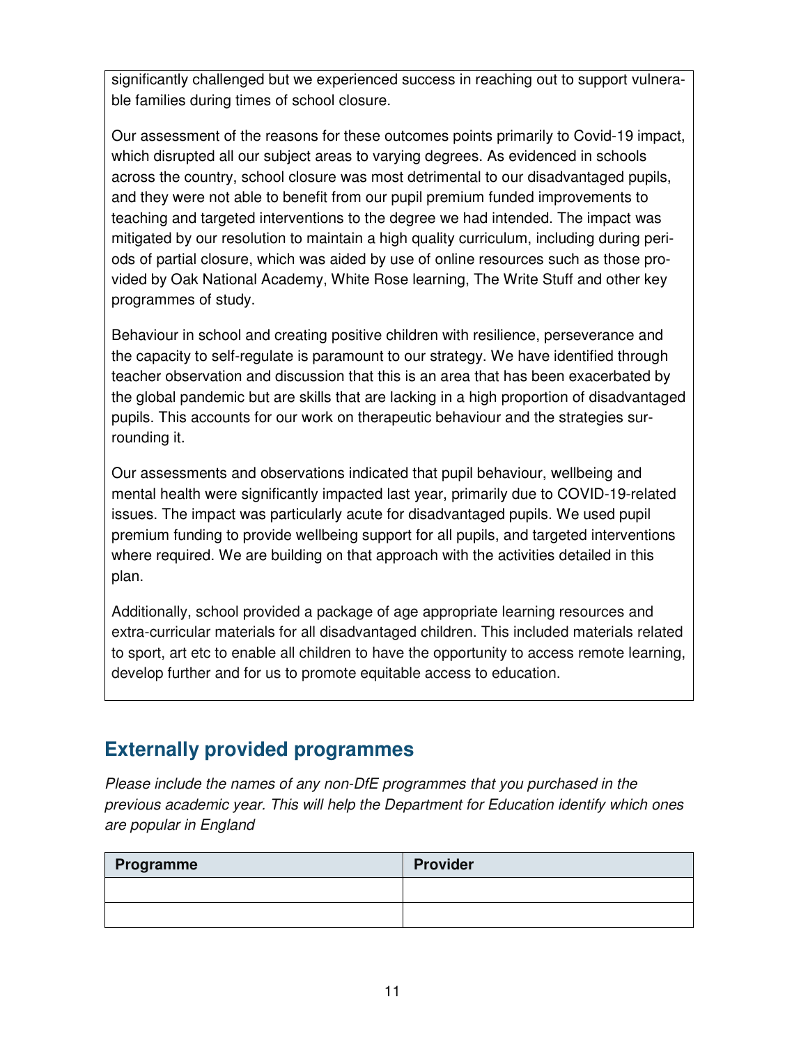significantly challenged but we experienced success in reaching out to support vulnerable families during times of school closure.

Our assessment of the reasons for these outcomes points primarily to Covid-19 impact, which disrupted all our subject areas to varying degrees. As evidenced in schools across the country, school closure was most detrimental to our disadvantaged pupils, and they were not able to benefit from our pupil premium funded improvements to teaching and targeted interventions to the degree we had intended. The impact was mitigated by our resolution to maintain a high quality curriculum, including during periods of partial closure, which was aided by use of online resources such as those provided by Oak National Academy, White Rose learning, The Write Stuff and other key programmes of study.

Behaviour in school and creating positive children with resilience, perseverance and the capacity to self-regulate is paramount to our strategy. We have identified through teacher observation and discussion that this is an area that has been exacerbated by the global pandemic but are skills that are lacking in a high proportion of disadvantaged pupils. This accounts for our work on therapeutic behaviour and the strategies surrounding it.

Our assessments and observations indicated that pupil behaviour, wellbeing and mental health were significantly impacted last year, primarily due to COVID-19-related issues. The impact was particularly acute for disadvantaged pupils. We used pupil premium funding to provide wellbeing support for all pupils, and targeted interventions where required. We are building on that approach with the activities detailed in this plan.

Additionally, school provided a package of age appropriate learning resources and extra-curricular materials for all disadvantaged children. This included materials related to sport, art etc to enable all children to have the opportunity to access remote learning, develop further and for us to promote equitable access to education.

## Externally provided programmes

*Please include the names of any non-DfE programmes that you purchased in the previous academic year. This will help the Department for Education identify which ones are popular in England*

| Programme | Provider |
| --- | --- |
| | |
| | |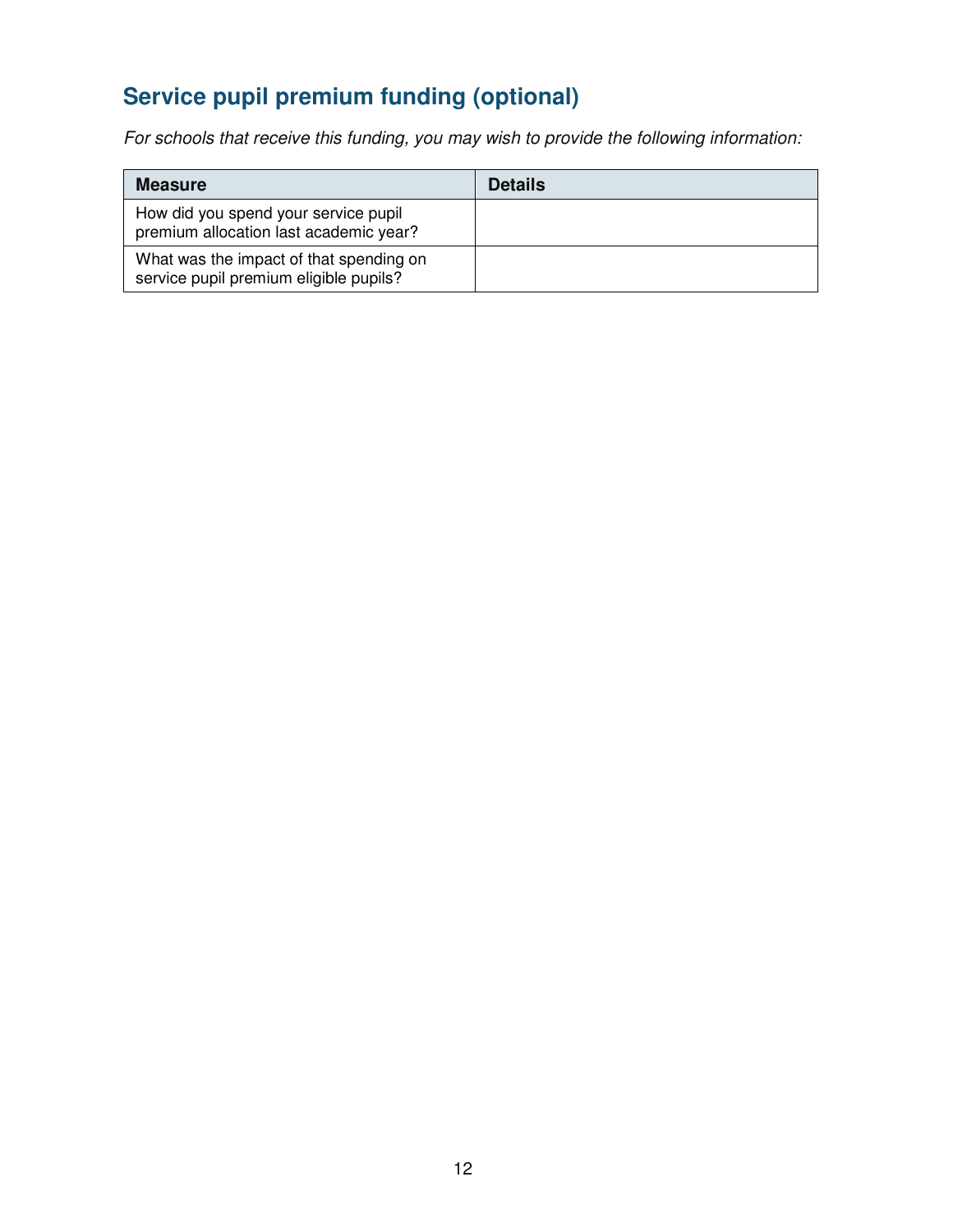## Service pupil premium funding (optional)

*For schools that receive this funding, you may wish to provide the following information:*

| Measure | Details |
| --- | --- |
| How did you spend your service pupil premium allocation last academic year? | |
| What was the impact of that spending on service pupil premium eligible pupils? | |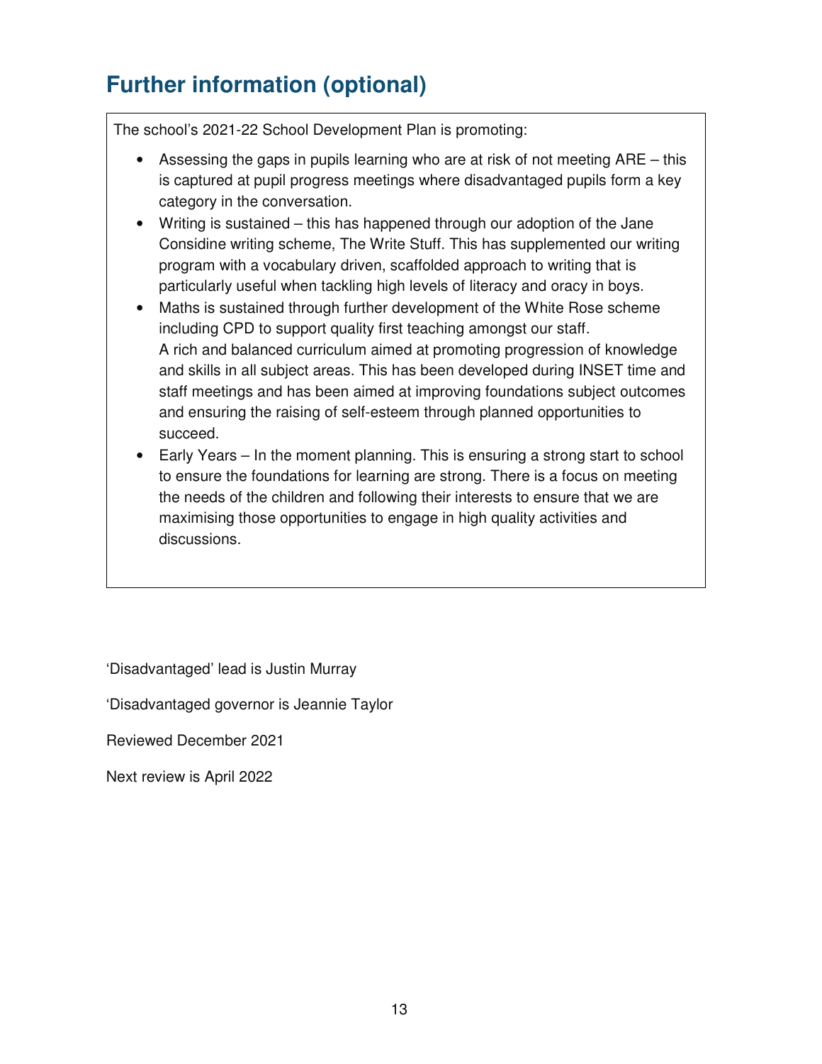## Further information (optional)

The school's 2021-22 School Development Plan is promoting:

- Assessing the gaps in pupils learning who are at risk of not meeting ARE – this is captured at pupil progress meetings where disadvantaged pupils form a key category in the conversation.
- Writing is sustained – this has happened through our adoption of the Jane Considine writing scheme, The Write Stuff. This has supplemented our writing program with a vocabulary driven, scaffolded approach to writing that is particularly useful when tackling high levels of literacy and oracy in boys.
- Maths is sustained through further development of the White Rose scheme including CPD to support quality first teaching amongst our staff.
  A rich and balanced curriculum aimed at promoting progression of knowledge and skills in all subject areas. This has been developed during INSET time and staff meetings and has been aimed at improving foundations subject outcomes and ensuring the raising of self-esteem through planned opportunities to succeed.
- Early Years – In the moment planning. This is ensuring a strong start to school to ensure the foundations for learning are strong. There is a focus on meeting the needs of the children and following their interests to ensure that we are maximising those opportunities to engage in high quality activities and discussions.

'Disadvantaged' lead is Justin Murray

'Disadvantaged governor is Jeannie Taylor

Reviewed December 2021

Next review is April 2022